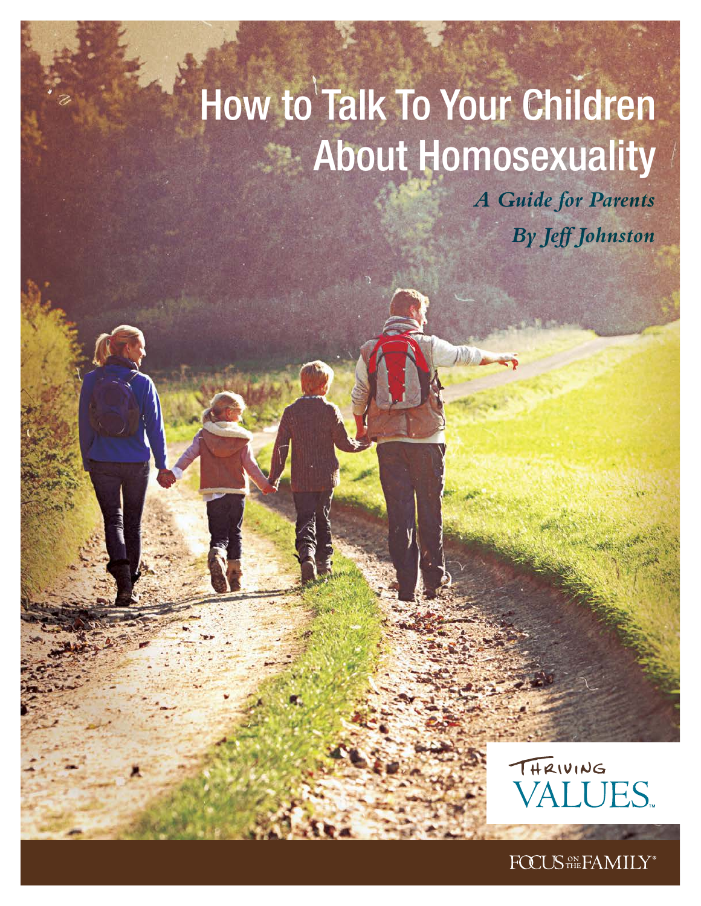# How to Talk To Your Children About Homosexuality

***A Guide for Parents***

***By Jeff Johnston***

THRIVING VALUES™

FOCUS ON THE FAMILY®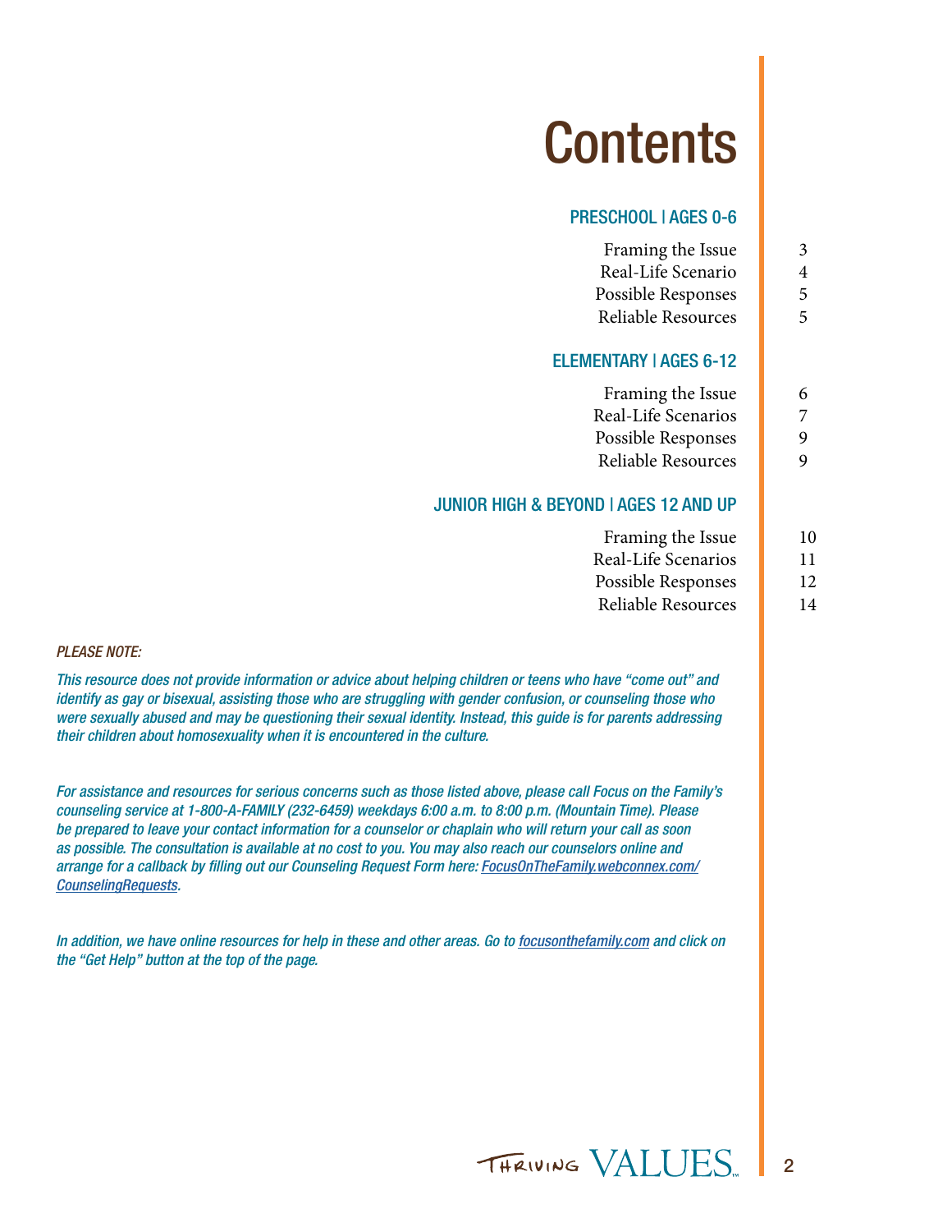# Contents

## PRESCHOOL | AGES 0-6

| | |
|---|---|
| Framing the Issue | 3 |
| Real-Life Scenario | 4 |
| Possible Responses | 5 |
| Reliable Resources | 5 |

## ELEMENTARY | AGES 6-12

| | |
|---|---|
| Framing the Issue | 6 |
| Real-Life Scenarios | 7 |
| Possible Responses | 9 |
| Reliable Resources | 9 |

## JUNIOR HIGH & BEYOND | AGES 12 AND UP

| | |
|---|---|
| Framing the Issue | 10 |
| Real-Life Scenarios | 11 |
| Possible Responses | 12 |
| Reliable Resources | 14 |

*PLEASE NOTE:*

*This resource does not provide information or advice about helping children or teens who have "come out" and identify as gay or bisexual, assisting those who are struggling with gender confusion, or counseling those who were sexually abused and may be questioning their sexual identity. Instead, this guide is for parents addressing their children about homosexuality when it is encountered in the culture.*

*For assistance and resources for serious concerns such as those listed above, please call Focus on the Family's counseling service at 1-800-A-FAMILY (232-6459) weekdays 6:00 a.m. to 8:00 p.m. (Mountain Time). Please be prepared to leave your contact information for a counselor or chaplain who will return your call as soon as possible. The consultation is available at no cost to you. You may also reach our counselors online and arrange for a callback by filling out our Counseling Request Form here: FocusOnTheFamily.webconnex.com/CounselingRequests.*

*In addition, we have online resources for help in these and other areas. Go to focusonthefamily.com and click on the "Get Help" button at the top of the page.*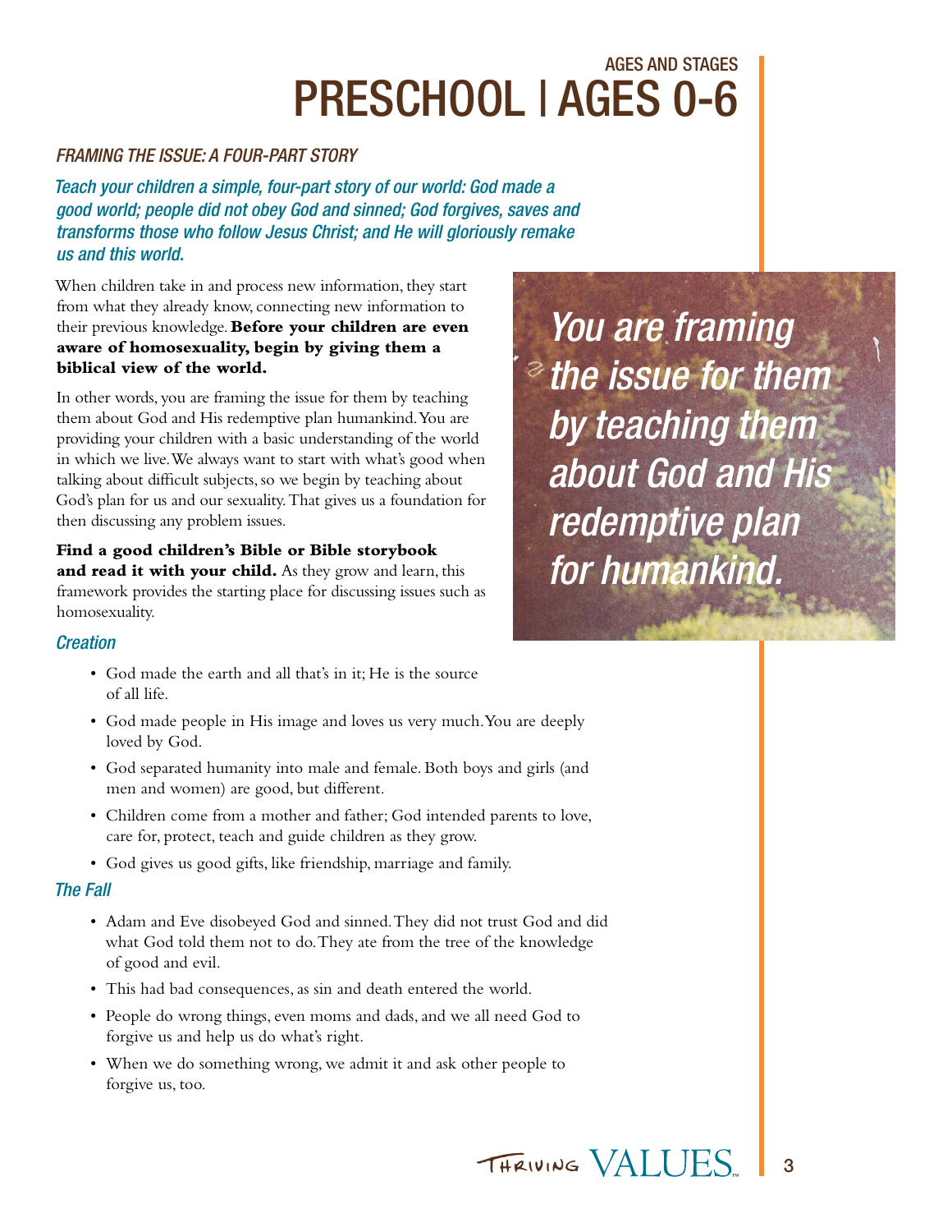AGES AND STAGES

# PRESCHOOL | AGES 0-6

### *FRAMING THE ISSUE: A FOUR-PART STORY*

*Teach your children a simple, four-part story of our world: God made a good world; people did not obey God and sinned; God forgives, saves and transforms those who follow Jesus Christ; and He will gloriously remake us and this world.*

When children take in and process new information, they start from what they already know, connecting new information to their previous knowledge. **Before your children are even aware of homosexuality, begin by giving them a biblical view of the world.**

In other words, you are framing the issue for them by teaching them about God and His redemptive plan humankind. You are providing your children with a basic understanding of the world in which we live. We always want to start with what's good when talking about difficult subjects, so we begin by teaching about God's plan for us and our sexuality. That gives us a foundation for then discussing any problem issues.

> *You are framing the issue for them by teaching them about God and His redemptive plan for humankind.*

**Find a good children's Bible or Bible storybook and read it with your child.** As they grow and learn, this framework provides the starting place for discussing issues such as homosexuality.

### *Creation*

- God made the earth and all that's in it; He is the source of all life.
- God made people in His image and loves us very much. You are deeply loved by God.
- God separated humanity into male and female. Both boys and girls (and men and women) are good, but different.
- Children come from a mother and father; God intended parents to love, care for, protect, teach and guide children as they grow.
- God gives us good gifts, like friendship, marriage and family.

### *The Fall*

- Adam and Eve disobeyed God and sinned. They did not trust God and did what God told them not to do. They ate from the tree of the knowledge of good and evil.
- This had bad consequences, as sin and death entered the world.
- People do wrong things, even moms and dads, and we all need God to forgive us and help us do what's right.
- When we do something wrong, we admit it and ask other people to forgive us, too.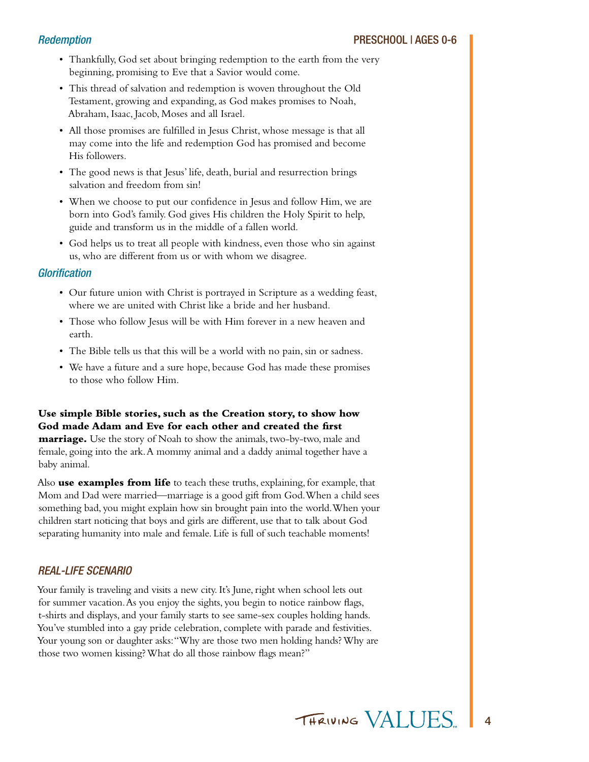### *Redemption*

- Thankfully, God set about bringing redemption to the earth from the very beginning, promising to Eve that a Savior would come.
- This thread of salvation and redemption is woven throughout the Old Testament, growing and expanding, as God makes promises to Noah, Abraham, Isaac, Jacob, Moses and all Israel.
- All those promises are fulfilled in Jesus Christ, whose message is that all may come into the life and redemption God has promised and become His followers.
- The good news is that Jesus' life, death, burial and resurrection brings salvation and freedom from sin!
- When we choose to put our confidence in Jesus and follow Him, we are born into God's family. God gives His children the Holy Spirit to help, guide and transform us in the middle of a fallen world.
- God helps us to treat all people with kindness, even those who sin against us, who are different from us or with whom we disagree.

### *Glorification*

- Our future union with Christ is portrayed in Scripture as a wedding feast, where we are united with Christ like a bride and her husband.
- Those who follow Jesus will be with Him forever in a new heaven and earth.
- The Bible tells us that this will be a world with no pain, sin or sadness.
- We have a future and a sure hope, because God has made these promises to those who follow Him.

**Use simple Bible stories, such as the Creation story, to show how God made Adam and Eve for each other and created the first marriage.** Use the story of Noah to show the animals, two-by-two, male and female, going into the ark. A mommy animal and a daddy animal together have a baby animal.

Also **use examples from life** to teach these truths, explaining, for example, that Mom and Dad were married—marriage is a good gift from God. When a child sees something bad, you might explain how sin brought pain into the world. When your children start noticing that boys and girls are different, use that to talk about God separating humanity into male and female. Life is full of such teachable moments!

### *REAL-LIFE SCENARIO*

Your family is traveling and visits a new city. It's June, right when school lets out for summer vacation. As you enjoy the sights, you begin to notice rainbow flags, t-shirts and displays, and your family starts to see same-sex couples holding hands. You've stumbled into a gay pride celebration, complete with parade and festivities. Your young son or daughter asks: "Why are those two men holding hands? Why are those two women kissing? What do all those rainbow flags mean?"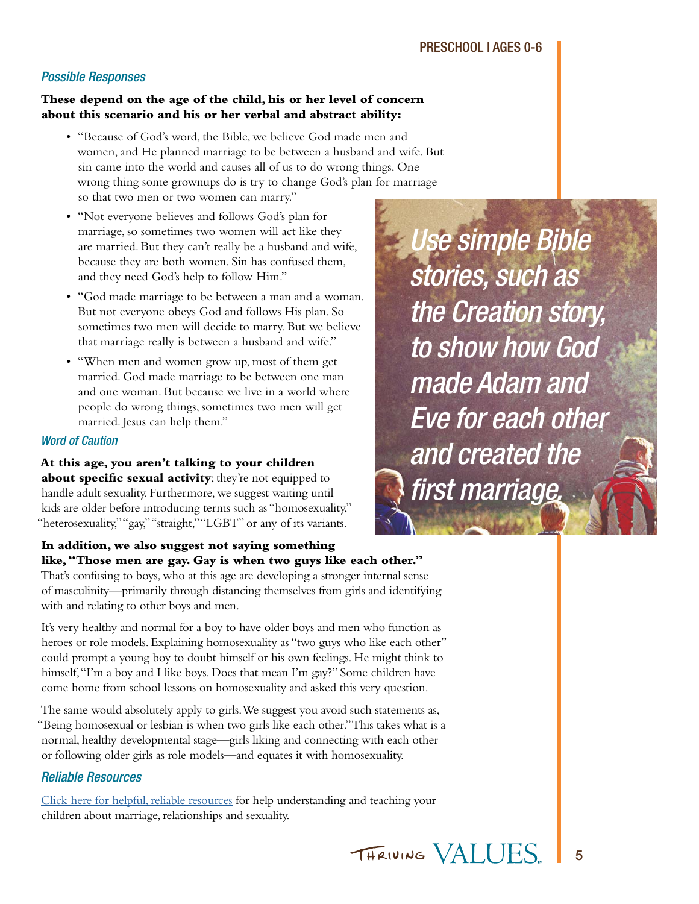### *Possible Responses*

**These depend on the age of the child, his or her level of concern about this scenario and his or her verbal and abstract ability:**

- "Because of God's word, the Bible, we believe God made men and women, and He planned marriage to be between a husband and wife. But sin came into the world and causes all of us to do wrong things. One wrong thing some grownups do is try to change God's plan for marriage so that two men or two women can marry."
- "Not everyone believes and follows God's plan for marriage, so sometimes two women will act like they are married. But they can't really be a husband and wife, because they are both women. Sin has confused them, and they need God's help to follow Him."
- "God made marriage to be between a man and a woman. But not everyone obeys God and follows His plan. So sometimes two men will decide to marry. But we believe that marriage really is between a husband and wife."
- "When men and women grow up, most of them get married. God made marriage to be between one man and one woman. But because we live in a world where people do wrong things, sometimes two men will get married. Jesus can help them."

*Use simple Bible stories, such as the Creation story, to show how God made Adam and Eve for each other and created the first marriage.*

### *Word of Caution*

**At this age, you aren't talking to your children about specific sexual activity**; they're not equipped to handle adult sexuality. Furthermore, we suggest waiting until kids are older before introducing terms such as "homosexuality," "heterosexuality," "gay," "straight," "LGBT" or any of its variants.

**In addition, we also suggest not saying something like, "Those men are gay. Gay is when two guys like each other."** That's confusing to boys, who at this age are developing a stronger internal sense of masculinity—primarily through distancing themselves from girls and identifying with and relating to other boys and men.

It's very healthy and normal for a boy to have older boys and men who function as heroes or role models. Explaining homosexuality as "two guys who like each other" could prompt a young boy to doubt himself or his own feelings. He might think to himself, "I'm a boy and I like boys. Does that mean I'm gay?" Some children have come home from school lessons on homosexuality and asked this very question.

The same would absolutely apply to girls. We suggest you avoid such statements as, "Being homosexual or lesbian is when two girls like each other." This takes what is a normal, healthy developmental stage—girls liking and connecting with each other or following older girls as role models—and equates it with homosexuality.

### *Reliable Resources*

Click here for helpful, reliable resources for help understanding and teaching your children about marriage, relationships and sexuality.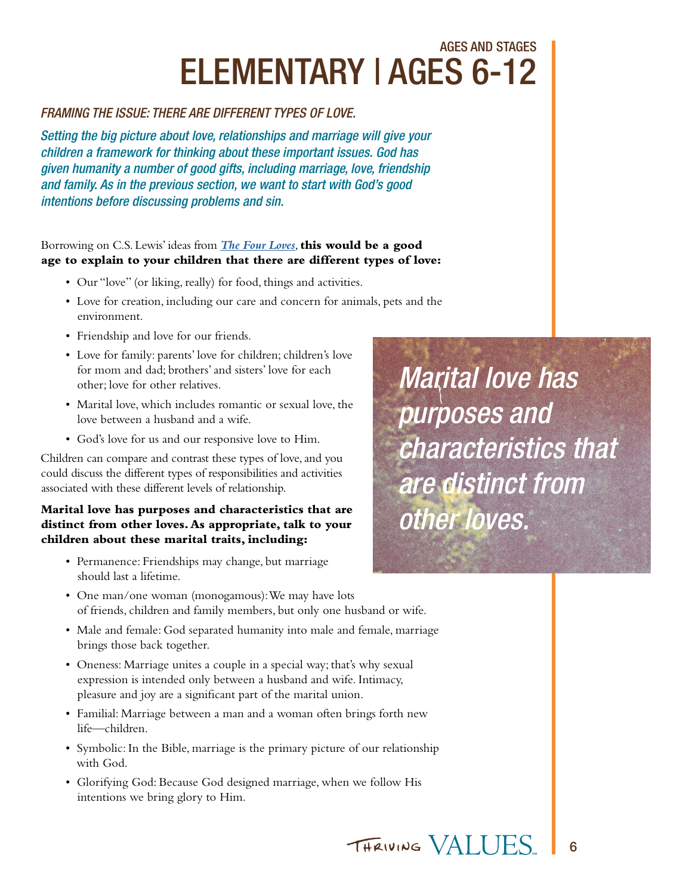AGES AND STAGES

# ELEMENTARY | AGES 6-12

### *FRAMING THE ISSUE: THERE ARE DIFFERENT TYPES OF LOVE.*

*Setting the big picture about love, relationships and marriage will give your children a framework for thinking about these important issues. God has given humanity a number of good gifts, including marriage, love, friendship and family. As in the previous section, we want to start with God's good intentions before discussing problems and sin.*

Borrowing on C.S. Lewis' ideas from ***The Four Loves***, **this would be a good age to explain to your children that there are different types of love:**

- Our "love" (or liking, really) for food, things and activities.
- Love for creation, including our care and concern for animals, pets and the environment.
- Friendship and love for our friends.
- Love for family: parents' love for children; children's love for mom and dad; brothers' and sisters' love for each other; love for other relatives.
- Marital love, which includes romantic or sexual love, the love between a husband and a wife.
- God's love for us and our responsive love to Him.

Children can compare and contrast these types of love, and you could discuss the different types of responsibilities and activities associated with these different levels of relationship.

> *Marital love has purposes and characteristics that are distinct from other loves.*

**Marital love has purposes and characteristics that are distinct from other loves. As appropriate, talk to your children about these marital traits, including:**

- Permanence: Friendships may change, but marriage should last a lifetime.
- One man/one woman (monogamous): We may have lots of friends, children and family members, but only one husband or wife.
- Male and female: God separated humanity into male and female, marriage brings those back together.
- Oneness: Marriage unites a couple in a special way; that's why sexual expression is intended only between a husband and wife. Intimacy, pleasure and joy are a significant part of the marital union.
- Familial: Marriage between a man and a woman often brings forth new life—children.
- Symbolic: In the Bible, marriage is the primary picture of our relationship with God.
- Glorifying God: Because God designed marriage, when we follow His intentions we bring glory to Him.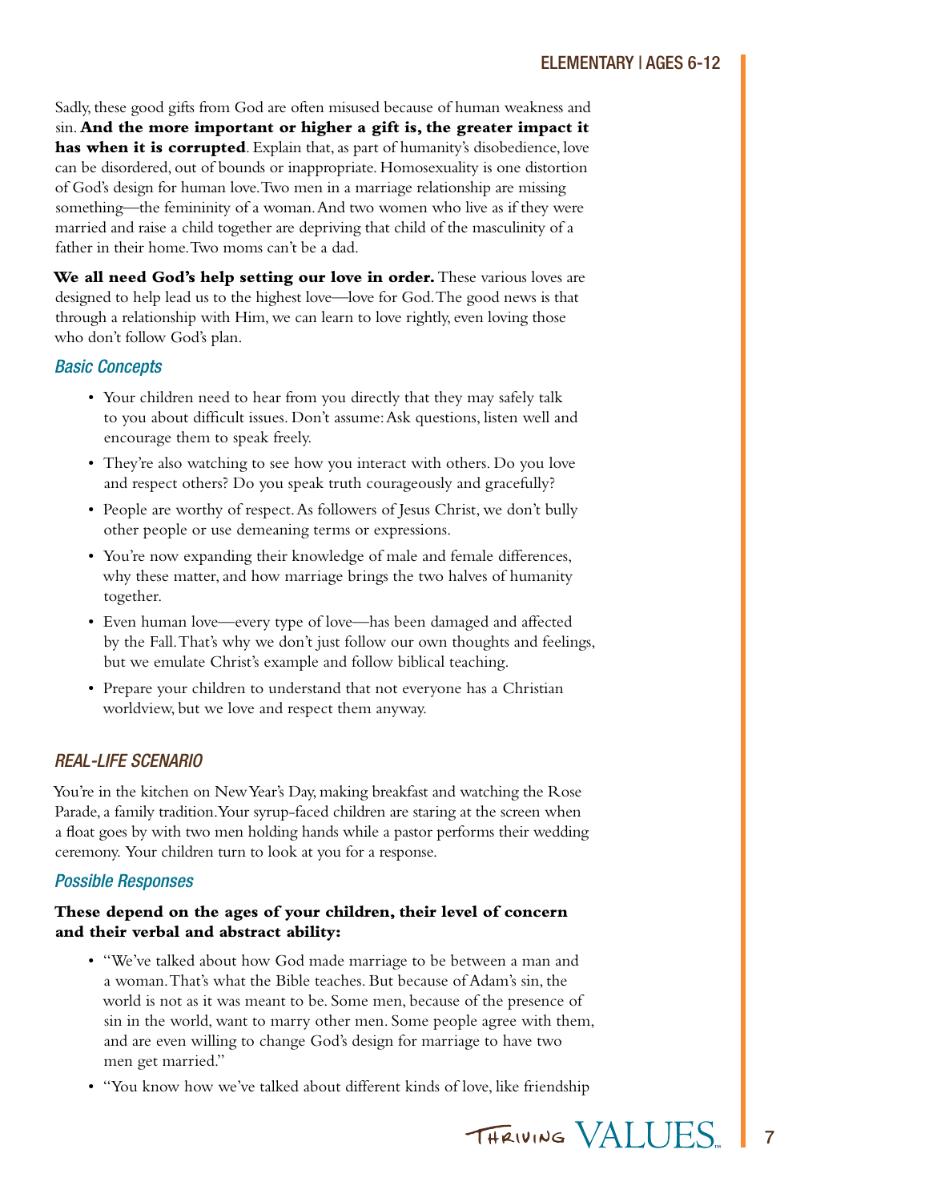Sadly, these good gifts from God are often misused because of human weakness and sin. **And the more important or higher a gift is, the greater impact it has when it is corrupted**. Explain that, as part of humanity's disobedience, love can be disordered, out of bounds or inappropriate. Homosexuality is one distortion of God's design for human love. Two men in a marriage relationship are missing something—the femininity of a woman. And two women who live as if they were married and raise a child together are depriving that child of the masculinity of a father in their home. Two moms can't be a dad.

**We all need God's help setting our love in order.** These various loves are designed to help lead us to the highest love—love for God. The good news is that through a relationship with Him, we can learn to love rightly, even loving those who don't follow God's plan.

### *Basic Concepts*

- Your children need to hear from you directly that they may safely talk to you about difficult issues. Don't assume: Ask questions, listen well and encourage them to speak freely.
- They're also watching to see how you interact with others. Do you love and respect others? Do you speak truth courageously and gracefully?
- People are worthy of respect. As followers of Jesus Christ, we don't bully other people or use demeaning terms or expressions.
- You're now expanding their knowledge of male and female differences, why these matter, and how marriage brings the two halves of humanity together.
- Even human love—every type of love—has been damaged and affected by the Fall. That's why we don't just follow our own thoughts and feelings, but we emulate Christ's example and follow biblical teaching.
- Prepare your children to understand that not everyone has a Christian worldview, but we love and respect them anyway.

## *REAL-LIFE SCENARIO*

You're in the kitchen on New Year's Day, making breakfast and watching the Rose Parade, a family tradition. Your syrup-faced children are staring at the screen when a float goes by with two men holding hands while a pastor performs their wedding ceremony. Your children turn to look at you for a response.

### *Possible Responses*

**These depend on the ages of your children, their level of concern and their verbal and abstract ability:**

- "We've talked about how God made marriage to be between a man and a woman. That's what the Bible teaches. But because of Adam's sin, the world is not as it was meant to be. Some men, because of the presence of sin in the world, want to marry other men. Some people agree with them, and are even willing to change God's design for marriage to have two men get married."
- "You know how we've talked about different kinds of love, like friendship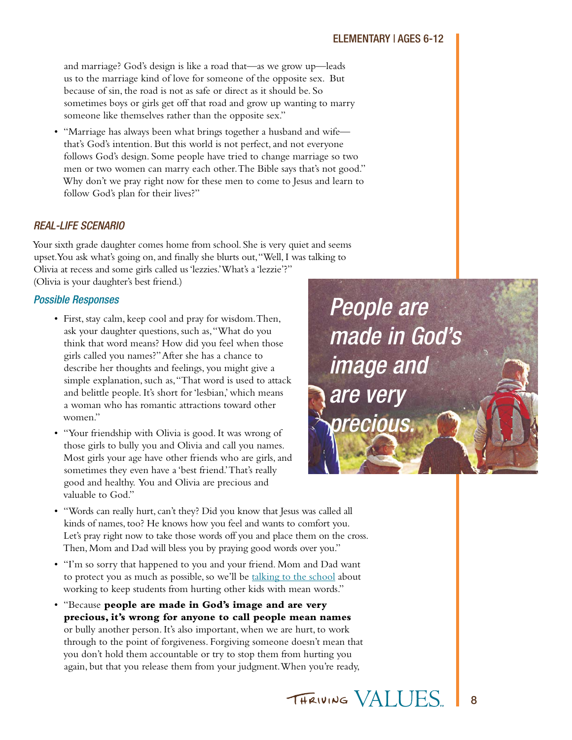and marriage? God's design is like a road that—as we grow up—leads us to the marriage kind of love for someone of the opposite sex. But because of sin, the road is not as safe or direct as it should be. So sometimes boys or girls get off that road and grow up wanting to marry someone like themselves rather than the opposite sex."

- "Marriage has always been what brings together a husband and wife—that's God's intention. But this world is not perfect, and not everyone follows God's design. Some people have tried to change marriage so two men or two women can marry each other. The Bible says that's not good." Why don't we pray right now for these men to come to Jesus and learn to follow God's plan for their lives?"

### *REAL-LIFE SCENARIO*

Your sixth grade daughter comes home from school. She is very quiet and seems upset. You ask what's going on, and finally she blurts out, "Well, I was talking to Olivia at recess and some girls called us 'lezzies.' What's a 'lezzie'?" (Olivia is your daughter's best friend.)

#### *Possible Responses*

- First, stay calm, keep cool and pray for wisdom. Then, ask your daughter questions, such as, "What do you think that word means? How did you feel when those girls called you names?" After she has a chance to describe her thoughts and feelings, you might give a simple explanation, such as, "That word is used to attack and belittle people. It's short for 'lesbian,' which means a woman who has romantic attractions toward other women."
- "Your friendship with Olivia is good. It was wrong of those girls to bully you and Olivia and call you names. Most girls your age have other friends who are girls, and sometimes they even have a 'best friend.' That's really good and healthy. You and Olivia are precious and valuable to God."
- "Words can really hurt, can't they? Did you know that Jesus was called all kinds of names, too? He knows how you feel and wants to comfort you. Let's pray right now to take those words off you and place them on the cross. Then, Mom and Dad will bless you by praying good words over you."
- "I'm so sorry that happened to you and your friend. Mom and Dad want to protect you as much as possible, so we'll be talking to the school about working to keep students from hurting other kids with mean words."
- "Because **people are made in God's image and are very precious, it's wrong for anyone to call people mean names** or bully another person. It's also important, when we are hurt, to work through to the point of forgiveness. Forgiving someone doesn't mean that you don't hold them accountable or try to stop them from hurting you again, but that you release them from your judgment. When you're ready,

*People are made in God's image and are very precious.*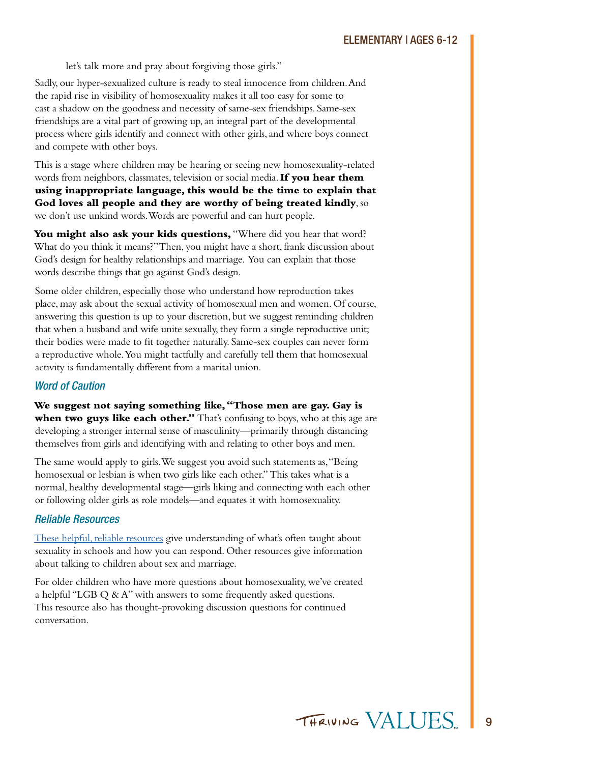let's talk more and pray about forgiving those girls."

Sadly, our hyper-sexualized culture is ready to steal innocence from children. And the rapid rise in visibility of homosexuality makes it all too easy for some to cast a shadow on the goodness and necessity of same-sex friendships. Same-sex friendships are a vital part of growing up, an integral part of the developmental process where girls identify and connect with other girls, and where boys connect and compete with other boys.

This is a stage where children may be hearing or seeing new homosexuality-related words from neighbors, classmates, television or social media. **If you hear them using inappropriate language, this would be the time to explain that God loves all people and they are worthy of being treated kindly**, so we don't use unkind words. Words are powerful and can hurt people.

**You might also ask your kids questions,** "Where did you hear that word? What do you think it means?" Then, you might have a short, frank discussion about God's design for healthy relationships and marriage. You can explain that those words describe things that go against God's design.

Some older children, especially those who understand how reproduction takes place, may ask about the sexual activity of homosexual men and women. Of course, answering this question is up to your discretion, but we suggest reminding children that when a husband and wife unite sexually, they form a single reproductive unit; their bodies were made to fit together naturally. Same-sex couples can never form a reproductive whole. You might tactfully and carefully tell them that homosexual activity is fundamentally different from a marital union.

### *Word of Caution*

**We suggest not saying something like, "Those men are gay. Gay is when two guys like each other."** That's confusing to boys, who at this age are developing a stronger internal sense of masculinity—primarily through distancing themselves from girls and identifying with and relating to other boys and men.

The same would apply to girls. We suggest you avoid such statements as, "Being homosexual or lesbian is when two girls like each other." This takes what is a normal, healthy developmental stage—girls liking and connecting with each other or following older girls as role models—and equates it with homosexuality.

### *Reliable Resources*

These helpful, reliable resources give understanding of what's often taught about sexuality in schools and how you can respond. Other resources give information about talking to children about sex and marriage.

For older children who have more questions about homosexuality, we've created a helpful "LGB Q & A" with answers to some frequently asked questions. This resource also has thought-provoking discussion questions for continued conversation.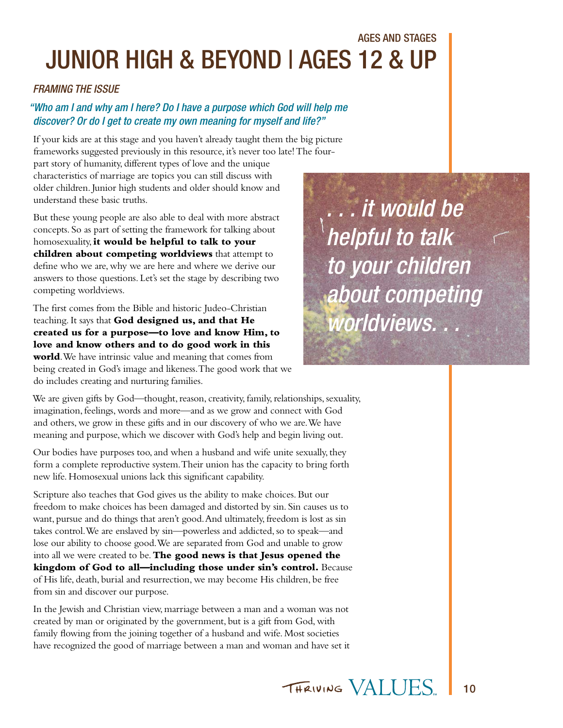AGES AND STAGES

# JUNIOR HIGH & BEYOND | AGES 12 & UP

### *FRAMING THE ISSUE*

*"Who am I and why am I here? Do I have a purpose which God will help me discover? Or do I get to create my own meaning for myself and life?"*

If your kids are at this stage and you haven't already taught them the big picture frameworks suggested previously in this resource, it's never too late! The four-part story of humanity, different types of love and the unique characteristics of marriage are topics you can still discuss with older children. Junior high students and older should know and understand these basic truths.

But these young people are also able to deal with more abstract concepts. So as part of setting the framework for talking about homosexuality, **it would be helpful to talk to your children about competing worldviews** that attempt to define who we are, why we are here and where we derive our answers to those questions. Let's set the stage by describing two competing worldviews.

*. . . it would be helpful to talk to your children about competing worldviews. . .*

The first comes from the Bible and historic Judeo-Christian teaching. It says that **God designed us, and that He created us for a purpose—to love and know Him, to love and know others and to do good work in this world**. We have intrinsic value and meaning that comes from being created in God's image and likeness. The good work that we do includes creating and nurturing families.

We are given gifts by God—thought, reason, creativity, family, relationships, sexuality, imagination, feelings, words and more—and as we grow and connect with God and others, we grow in these gifts and in our discovery of who we are. We have meaning and purpose, which we discover with God's help and begin living out.

Our bodies have purposes too, and when a husband and wife unite sexually, they form a complete reproductive system. Their union has the capacity to bring forth new life. Homosexual unions lack this significant capability.

Scripture also teaches that God gives us the ability to make choices. But our freedom to make choices has been damaged and distorted by sin. Sin causes us to want, pursue and do things that aren't good. And ultimately, freedom is lost as sin takes control. We are enslaved by sin—powerless and addicted, so to speak—and lose our ability to choose good. We are separated from God and unable to grow into all we were created to be. **The good news is that Jesus opened the kingdom of God to all—including those under sin's control.** Because of His life, death, burial and resurrection, we may become His children, be free from sin and discover our purpose.

In the Jewish and Christian view, marriage between a man and a woman was not created by man or originated by the government, but is a gift from God, with family flowing from the joining together of a husband and wife. Most societies have recognized the good of marriage between a man and woman and have set it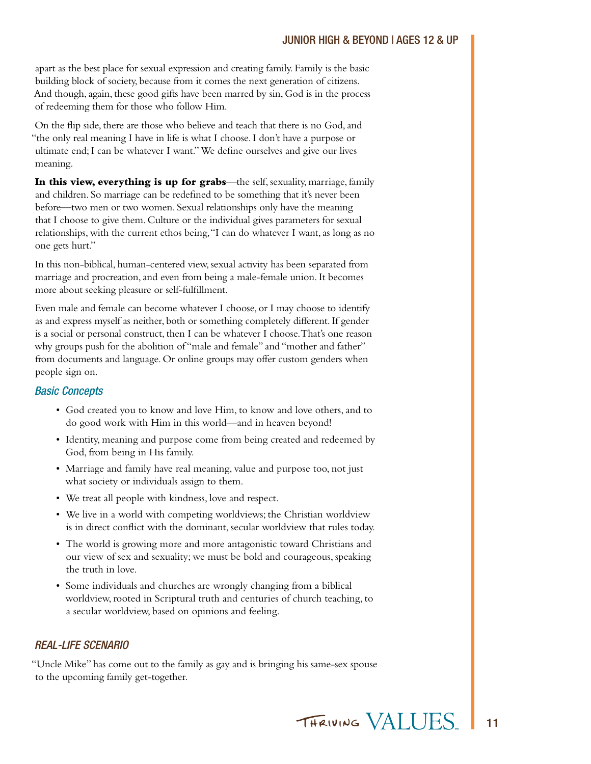apart as the best place for sexual expression and creating family. Family is the basic building block of society, because from it comes the next generation of citizens. And though, again, these good gifts have been marred by sin, God is in the process of redeeming them for those who follow Him.

On the flip side, there are those who believe and teach that there is no God, and "the only real meaning I have in life is what I choose. I don't have a purpose or ultimate end; I can be whatever I want." We define ourselves and give our lives meaning.

**In this view, everything is up for grabs**—the self, sexuality, marriage, family and children. So marriage can be redefined to be something that it's never been before—two men or two women. Sexual relationships only have the meaning that I choose to give them. Culture or the individual gives parameters for sexual relationships, with the current ethos being, "I can do whatever I want, as long as no one gets hurt."

In this non-biblical, human-centered view, sexual activity has been separated from marriage and procreation, and even from being a male-female union. It becomes more about seeking pleasure or self-fulfillment.

Even male and female can become whatever I choose, or I may choose to identify as and express myself as neither, both or something completely different. If gender is a social or personal construct, then I can be whatever I choose. That's one reason why groups push for the abolition of "male and female" and "mother and father" from documents and language. Or online groups may offer custom genders when people sign on.

### *Basic Concepts*

- God created you to know and love Him, to know and love others, and to do good work with Him in this world—and in heaven beyond!
- Identity, meaning and purpose come from being created and redeemed by God, from being in His family.
- Marriage and family have real meaning, value and purpose too, not just what society or individuals assign to them.
- We treat all people with kindness, love and respect.
- We live in a world with competing worldviews; the Christian worldview is in direct conflict with the dominant, secular worldview that rules today.
- The world is growing more and more antagonistic toward Christians and our view of sex and sexuality; we must be bold and courageous, speaking the truth in love.
- Some individuals and churches are wrongly changing from a biblical worldview, rooted in Scriptural truth and centuries of church teaching, to a secular worldview, based on opinions and feeling.

### *REAL-LIFE SCENARIO*

"Uncle Mike" has come out to the family as gay and is bringing his same-sex spouse to the upcoming family get-together.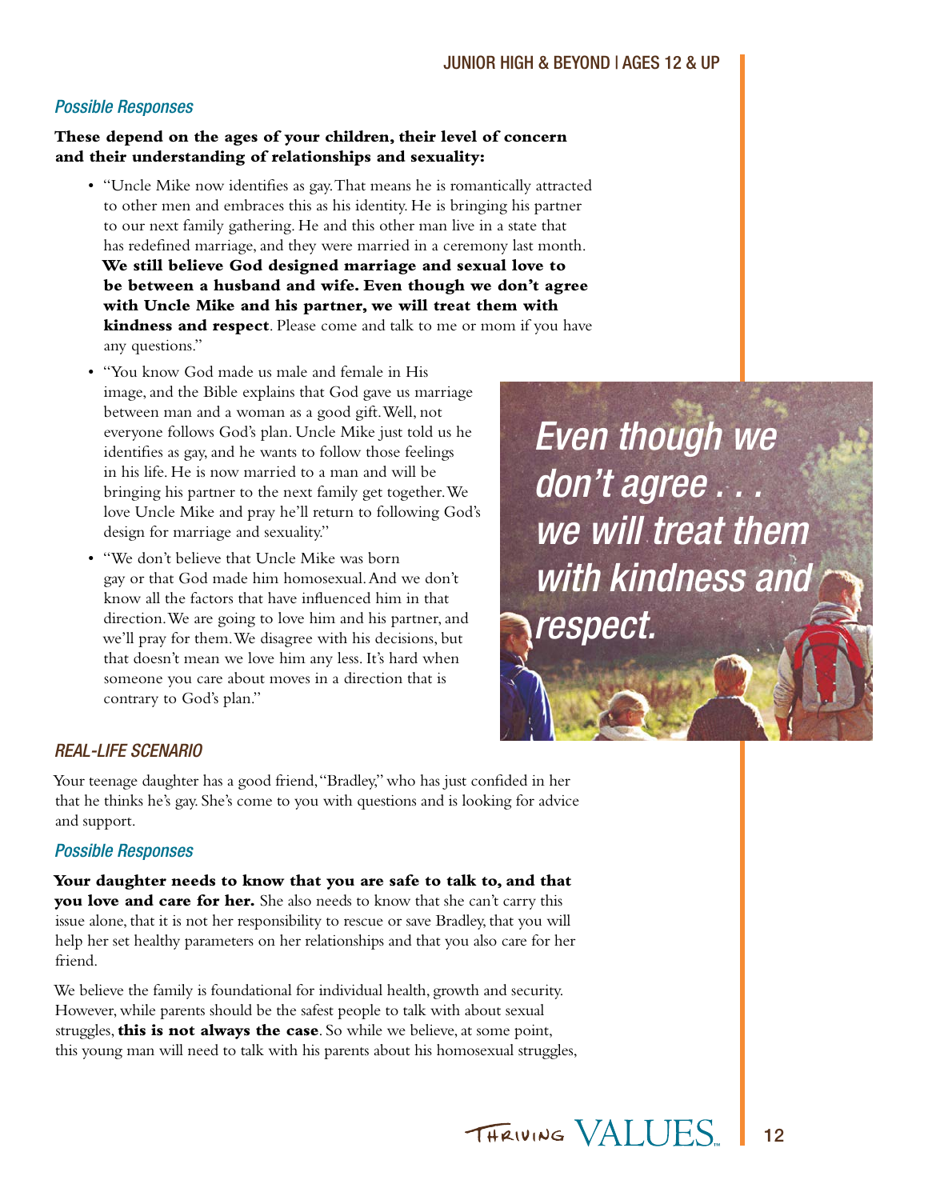### *Possible Responses*

**These depend on the ages of your children, their level of concern and their understanding of relationships and sexuality:**

- "Uncle Mike now identifies as gay. That means he is romantically attracted to other men and embraces this as his identity. He is bringing his partner to our next family gathering. He and this other man live in a state that has redefined marriage, and they were married in a ceremony last month. **We still believe God designed marriage and sexual love to be between a husband and wife. Even though we don't agree with Uncle Mike and his partner, we will treat them with kindness and respect**. Please come and talk to me or mom if you have any questions."
- "You know God made us male and female in His image, and the Bible explains that God gave us marriage between man and a woman as a good gift. Well, not everyone follows God's plan. Uncle Mike just told us he identifies as gay, and he wants to follow those feelings in his life. He is now married to a man and will be bringing his partner to the next family get together. We love Uncle Mike and pray he'll return to following God's design for marriage and sexuality."
- "We don't believe that Uncle Mike was born gay or that God made him homosexual. And we don't know all the factors that have influenced him in that direction. We are going to love him and his partner, and we'll pray for them. We disagree with his decisions, but that doesn't mean we love him any less. It's hard when someone you care about moves in a direction that is contrary to God's plan."

*Even though we don't agree . . . we will treat them with kindness and respect.*

### *REAL-LIFE SCENARIO*

Your teenage daughter has a good friend, "Bradley," who has just confided in her that he thinks he's gay. She's come to you with questions and is looking for advice and support.

### *Possible Responses*

**Your daughter needs to know that you are safe to talk to, and that you love and care for her.** She also needs to know that she can't carry this issue alone, that it is not her responsibility to rescue or save Bradley, that you will help her set healthy parameters on her relationships and that you also care for her friend.

We believe the family is foundational for individual health, growth and security. However, while parents should be the safest people to talk with about sexual struggles, **this is not always the case**. So while we believe, at some point, this young man will need to talk with his parents about his homosexual struggles,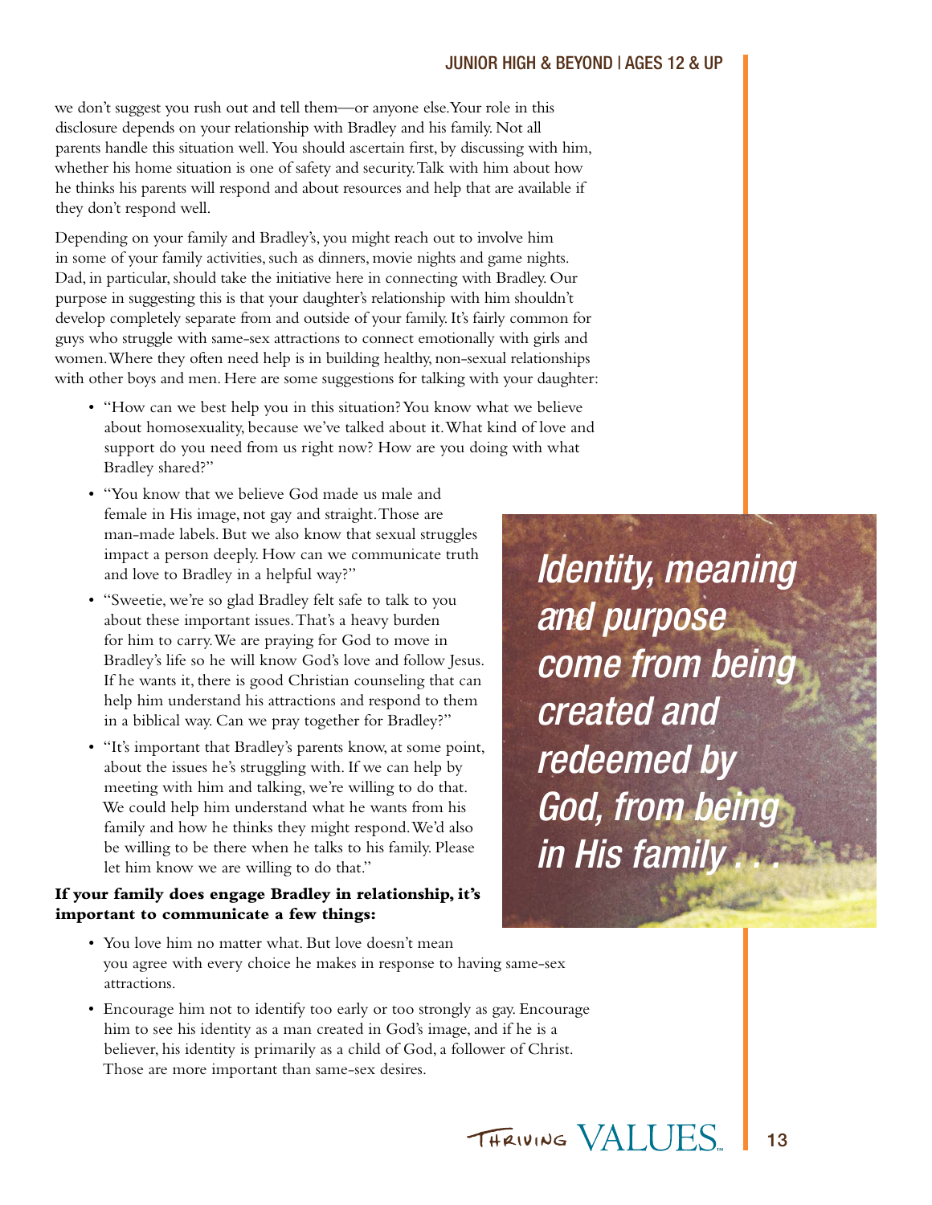we don't suggest you rush out and tell them—or anyone else. Your role in this disclosure depends on your relationship with Bradley and his family. Not all parents handle this situation well. You should ascertain first, by discussing with him, whether his home situation is one of safety and security. Talk with him about how he thinks his parents will respond and about resources and help that are available if they don't respond well.

Depending on your family and Bradley's, you might reach out to involve him in some of your family activities, such as dinners, movie nights and game nights. Dad, in particular, should take the initiative here in connecting with Bradley. Our purpose in suggesting this is that your daughter's relationship with him shouldn't develop completely separate from and outside of your family. It's fairly common for guys who struggle with same-sex attractions to connect emotionally with girls and women. Where they often need help is in building healthy, non-sexual relationships with other boys and men. Here are some suggestions for talking with your daughter:

- "How can we best help you in this situation? You know what we believe about homosexuality, because we've talked about it. What kind of love and support do you need from us right now? How are you doing with what Bradley shared?"
- "You know that we believe God made us male and female in His image, not gay and straight. Those are man-made labels. But we also know that sexual struggles impact a person deeply. How can we communicate truth and love to Bradley in a helpful way?"
- "Sweetie, we're so glad Bradley felt safe to talk to you about these important issues. That's a heavy burden for him to carry. We are praying for God to move in Bradley's life so he will know God's love and follow Jesus. If he wants it, there is good Christian counseling that can help him understand his attractions and respond to them in a biblical way. Can we pray together for Bradley?"
- "It's important that Bradley's parents know, at some point, about the issues he's struggling with. If we can help by meeting with him and talking, we're willing to do that. We could help him understand what he wants from his family and how he thinks they might respond. We'd also be willing to be there when he talks to his family. Please let him know we are willing to do that."

*Identity, meaning and purpose come from being created and redeemed by God, from being in His family . . .*

**If your family does engage Bradley in relationship, it's important to communicate a few things:**

- You love him no matter what. But love doesn't mean you agree with every choice he makes in response to having same-sex attractions.
- Encourage him not to identify too early or too strongly as gay. Encourage him to see his identity as a man created in God's image, and if he is a believer, his identity is primarily as a child of God, a follower of Christ. Those are more important than same-sex desires.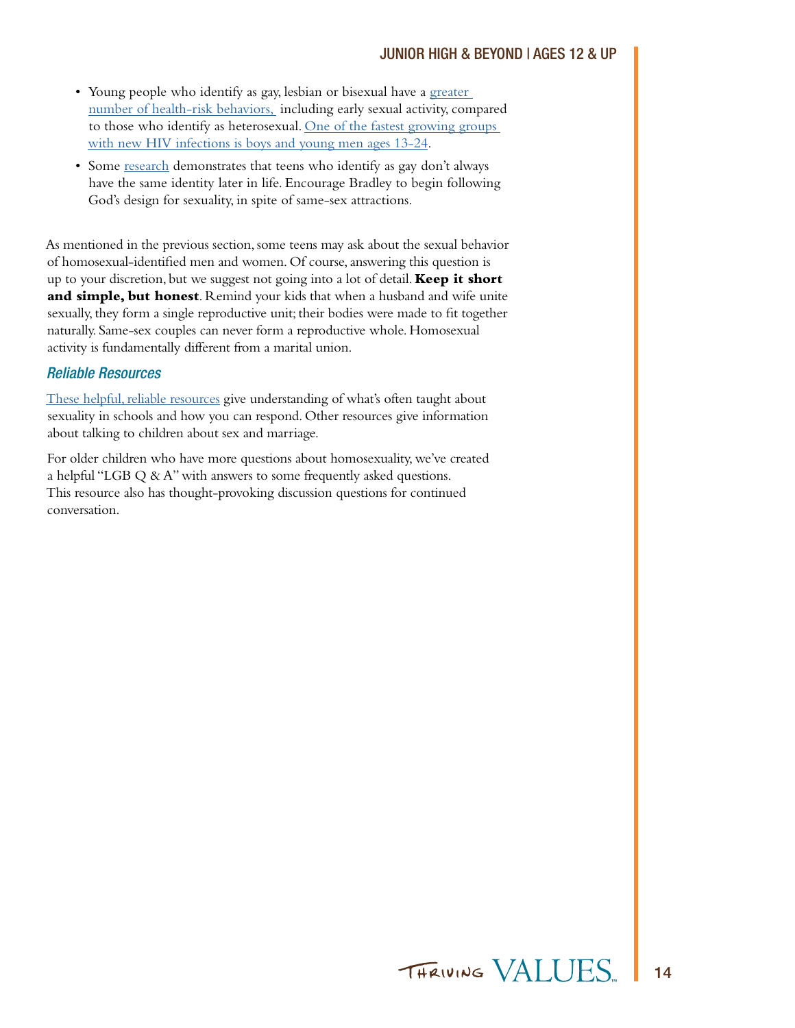- Young people who identify as gay, lesbian or bisexual have a greater number of health-risk behaviors, including early sexual activity, compared to those who identify as heterosexual. One of the fastest growing groups with new HIV infections is boys and young men ages 13-24.
- Some research demonstrates that teens who identify as gay don't always have the same identity later in life. Encourage Bradley to begin following God's design for sexuality, in spite of same-sex attractions.

As mentioned in the previous section, some teens may ask about the sexual behavior of homosexual-identified men and women. Of course, answering this question is up to your discretion, but we suggest not going into a lot of detail. **Keep it short and simple, but honest**. Remind your kids that when a husband and wife unite sexually, they form a single reproductive unit; their bodies were made to fit together naturally. Same-sex couples can never form a reproductive whole. Homosexual activity is fundamentally different from a marital union.

### *Reliable Resources*

These helpful, reliable resources give understanding of what's often taught about sexuality in schools and how you can respond. Other resources give information about talking to children about sex and marriage.

For older children who have more questions about homosexuality, we've created a helpful "LGB Q & A" with answers to some frequently asked questions. This resource also has thought-provoking discussion questions for continued conversation.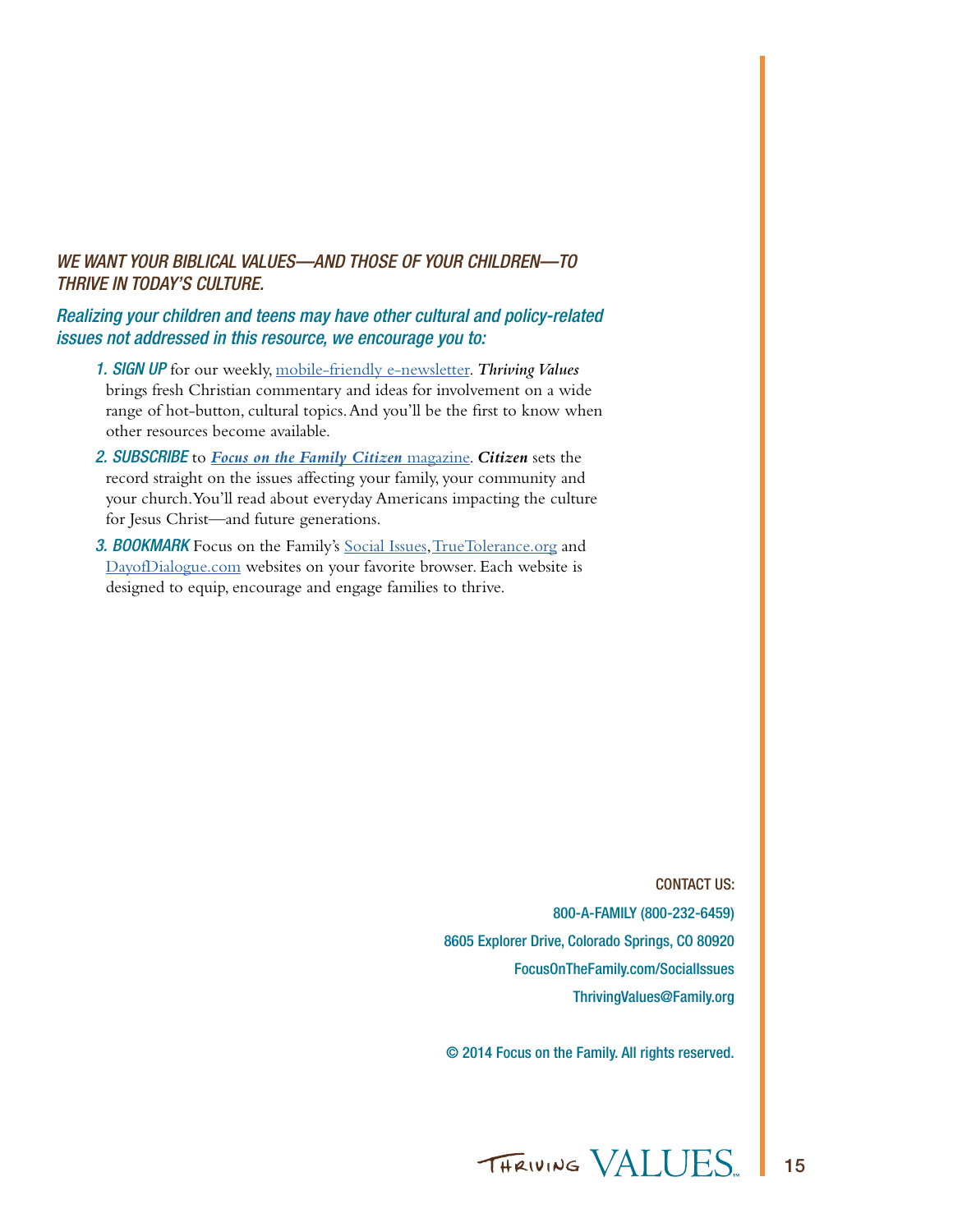***WE WANT YOUR BIBLICAL VALUES—AND THOSE OF YOUR CHILDREN—TO THRIVE IN TODAY'S CULTURE.***

*Realizing your children and teens may have other cultural and policy-related issues not addressed in this resource, we encourage you to:*

1. ***SIGN UP*** for our weekly, mobile-friendly e-newsletter. ***Thriving Values*** brings fresh Christian commentary and ideas for involvement on a wide range of hot-button, cultural topics. And you'll be the first to know when other resources become available.
2. ***SUBSCRIBE*** to ***Focus on the Family Citizen*** magazine. ***Citizen*** sets the record straight on the issues affecting your family, your community and your church. You'll read about everyday Americans impacting the culture for Jesus Christ—and future generations.
3. ***BOOKMARK*** Focus on the Family's Social Issues, TrueTolerance.org and DayofDialogue.com websites on your favorite browser. Each website is designed to equip, encourage and engage families to thrive.

CONTACT US:

800-A-FAMILY (800-232-6459)

8605 Explorer Drive, Colorado Springs, CO 80920

FocusOnTheFamily.com/SocialIssues

ThrivingValues@Family.org

© 2014 Focus on the Family. All rights reserved.

THRIVING VALUES™